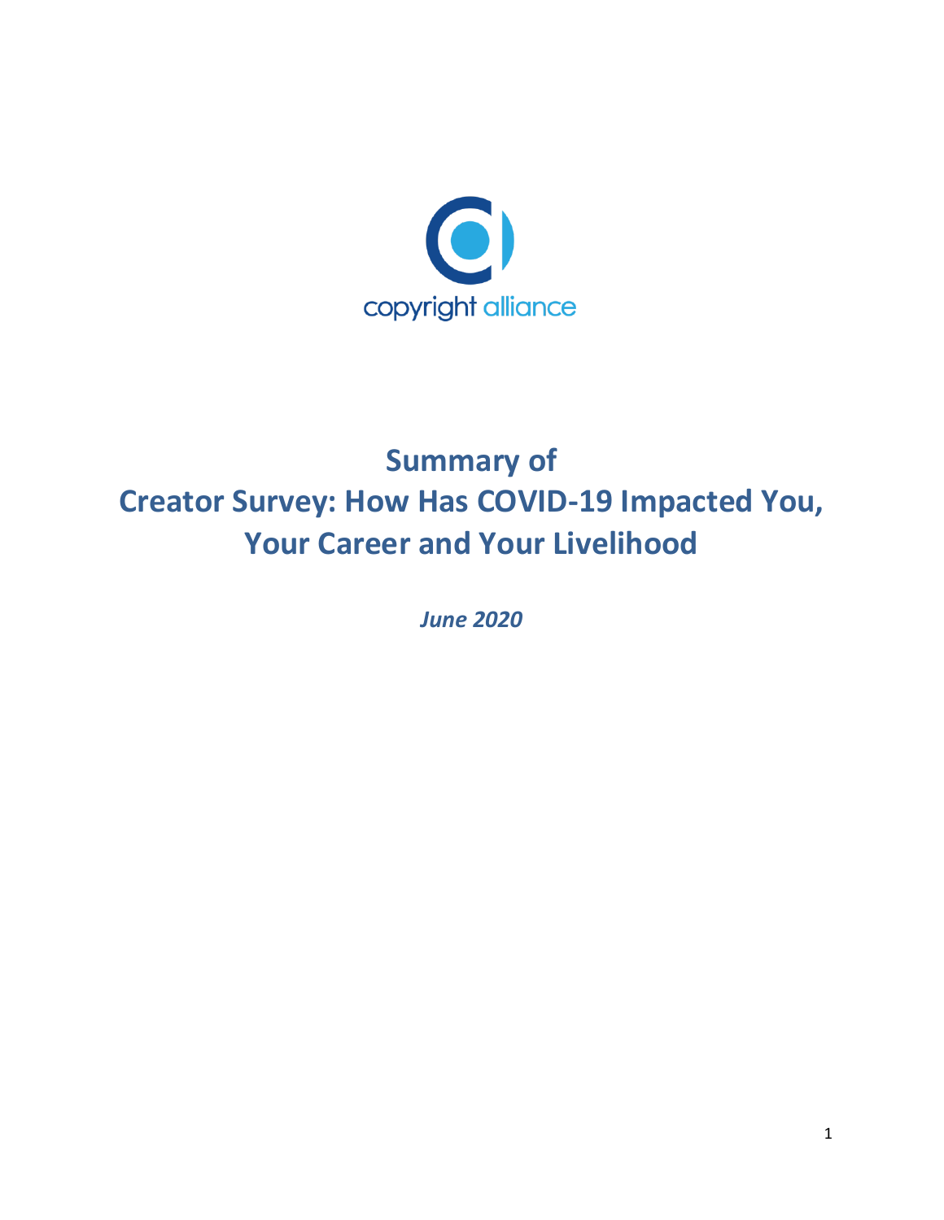copyright alliance

# Summary of Creator Survey: How Has COVID-19 Impacted You, Your Career and Your Livelihood

***June 2020***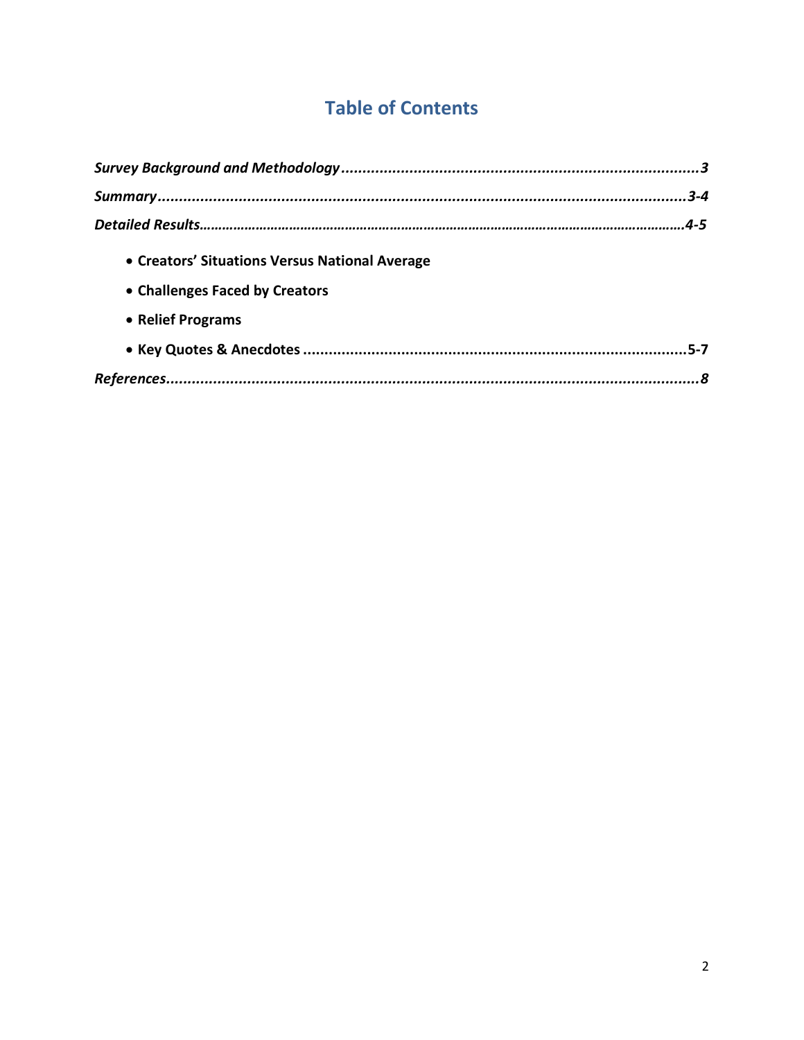## Table of Contents

*Survey Background and Methodology*..................................................................................**3**

*Summary*.................................................................................................................**3-4**

*Detailed Results*……………………………………………………………………………………………………………….**4-5**

- **Creators' Situations Versus National Average**
- **Challenges Faced by Creators**
- **Relief Programs**
- **Key Quotes & Anecdotes**..........................................................................................**5-7**

*References*...............................................................................................................**8**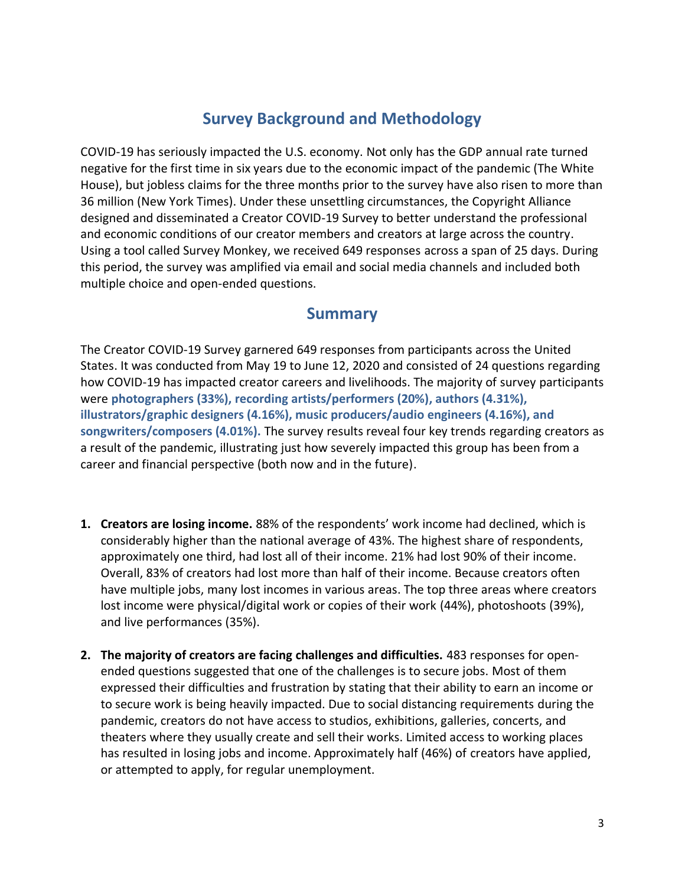## Survey Background and Methodology

COVID-19 has seriously impacted the U.S. economy. Not only has the GDP annual rate turned negative for the first time in six years due to the economic impact of the pandemic (The White House), but jobless claims for the three months prior to the survey have also risen to more than 36 million (New York Times). Under these unsettling circumstances, the Copyright Alliance designed and disseminated a Creator COVID-19 Survey to better understand the professional and economic conditions of our creator members and creators at large across the country. Using a tool called Survey Monkey, we received 649 responses across a span of 25 days. During this period, the survey was amplified via email and social media channels and included both multiple choice and open-ended questions.

## Summary

The Creator COVID-19 Survey garnered 649 responses from participants across the United States. It was conducted from May 19 to June 12, 2020 and consisted of 24 questions regarding how COVID-19 has impacted creator careers and livelihoods. The majority of survey participants were **photographers (33%), recording artists/performers (20%), authors (4.31%), illustrators/graphic designers (4.16%), music producers/audio engineers (4.16%), and songwriters/composers (4.01%).** The survey results reveal four key trends regarding creators as a result of the pandemic, illustrating just how severely impacted this group has been from a career and financial perspective (both now and in the future).

1. **Creators are losing income.** 88% of the respondents' work income had declined, which is considerably higher than the national average of 43%. The highest share of respondents, approximately one third, had lost all of their income. 21% had lost 90% of their income. Overall, 83% of creators had lost more than half of their income. Because creators often have multiple jobs, many lost incomes in various areas. The top three areas where creators lost income were physical/digital work or copies of their work (44%), photoshoots (39%), and live performances (35%).

2. **The majority of creators are facing challenges and difficulties.** 483 responses for open-ended questions suggested that one of the challenges is to secure jobs. Most of them expressed their difficulties and frustration by stating that their ability to earn an income or to secure work is being heavily impacted. Due to social distancing requirements during the pandemic, creators do not have access to studios, exhibitions, galleries, concerts, and theaters where they usually create and sell their works. Limited access to working places has resulted in losing jobs and income. Approximately half (46%) of creators have applied, or attempted to apply, for regular unemployment.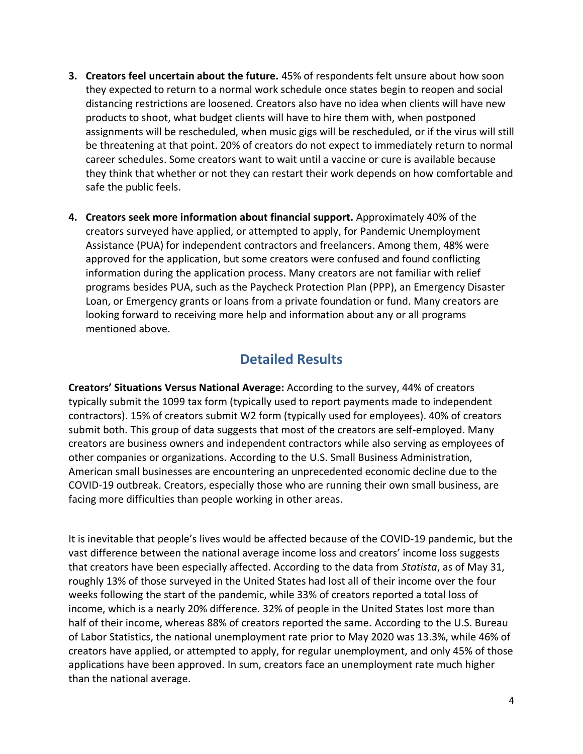3. **Creators feel uncertain about the future.** 45% of respondents felt unsure about how soon they expected to return to a normal work schedule once states begin to reopen and social distancing restrictions are loosened. Creators also have no idea when clients will have new products to shoot, what budget clients will have to hire them with, when postponed assignments will be rescheduled, when music gigs will be rescheduled, or if the virus will still be threatening at that point. 20% of creators do not expect to immediately return to normal career schedules. Some creators want to wait until a vaccine or cure is available because they think that whether or not they can restart their work depends on how comfortable and safe the public feels.

4. **Creators seek more information about financial support.** Approximately 40% of the creators surveyed have applied, or attempted to apply, for Pandemic Unemployment Assistance (PUA) for independent contractors and freelancers. Among them, 48% were approved for the application, but some creators were confused and found conflicting information during the application process. Many creators are not familiar with relief programs besides PUA, such as the Paycheck Protection Plan (PPP), an Emergency Disaster Loan, or Emergency grants or loans from a private foundation or fund. Many creators are looking forward to receiving more help and information about any or all programs mentioned above.

## Detailed Results

**Creators' Situations Versus National Average:** According to the survey, 44% of creators typically submit the 1099 tax form (typically used to report payments made to independent contractors). 15% of creators submit W2 form (typically used for employees). 40% of creators submit both. This group of data suggests that most of the creators are self-employed. Many creators are business owners and independent contractors while also serving as employees of other companies or organizations. According to the U.S. Small Business Administration, American small businesses are encountering an unprecedented economic decline due to the COVID-19 outbreak. Creators, especially those who are running their own small business, are facing more difficulties than people working in other areas.

It is inevitable that people's lives would be affected because of the COVID-19 pandemic, but the vast difference between the national average income loss and creators' income loss suggests that creators have been especially affected. According to the data from *Statista*, as of May 31, roughly 13% of those surveyed in the United States had lost all of their income over the four weeks following the start of the pandemic, while 33% of creators reported a total loss of income, which is a nearly 20% difference. 32% of people in the United States lost more than half of their income, whereas 88% of creators reported the same. According to the U.S. Bureau of Labor Statistics, the national unemployment rate prior to May 2020 was 13.3%, while 46% of creators have applied, or attempted to apply, for regular unemployment, and only 45% of those applications have been approved. In sum, creators face an unemployment rate much higher than the national average.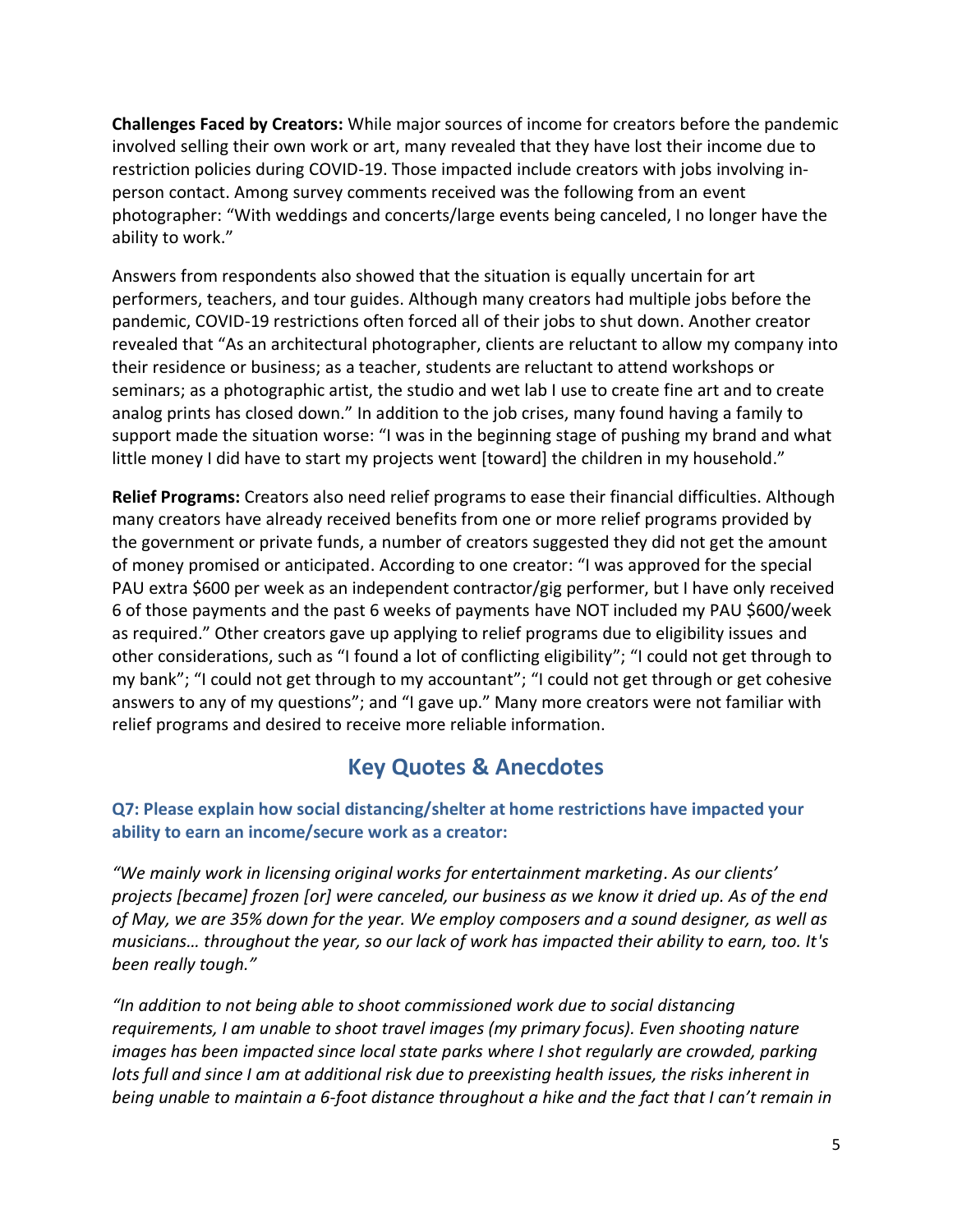**Challenges Faced by Creators:** While major sources of income for creators before the pandemic involved selling their own work or art, many revealed that they have lost their income due to restriction policies during COVID-19. Those impacted include creators with jobs involving in-person contact. Among survey comments received was the following from an event photographer: "With weddings and concerts/large events being canceled, I no longer have the ability to work."

Answers from respondents also showed that the situation is equally uncertain for art performers, teachers, and tour guides. Although many creators had multiple jobs before the pandemic, COVID-19 restrictions often forced all of their jobs to shut down. Another creator revealed that "As an architectural photographer, clients are reluctant to allow my company into their residence or business; as a teacher, students are reluctant to attend workshops or seminars; as a photographic artist, the studio and wet lab I use to create fine art and to create analog prints has closed down." In addition to the job crises, many found having a family to support made the situation worse: "I was in the beginning stage of pushing my brand and what little money I did have to start my projects went [toward] the children in my household."

**Relief Programs:** Creators also need relief programs to ease their financial difficulties. Although many creators have already received benefits from one or more relief programs provided by the government or private funds, a number of creators suggested they did not get the amount of money promised or anticipated. According to one creator: "I was approved for the special PAU extra $600 per week as an independent contractor/gig performer, but I have only received 6 of those payments and the past 6 weeks of payments have NOT included my PAU $600/week as required." Other creators gave up applying to relief programs due to eligibility issues and other considerations, such as "I found a lot of conflicting eligibility"; "I could not get through to my bank"; "I could not get through to my accountant"; "I could not get through or get cohesive answers to any of my questions"; and "I gave up." Many more creators were not familiar with relief programs and desired to receive more reliable information.

## Key Quotes & Anecdotes

### Q7: Please explain how social distancing/shelter at home restrictions have impacted your ability to earn an income/secure work as a creator:

*"We mainly work in licensing original works for entertainment marketing. As our clients' projects [became] frozen [or] were canceled, our business as we know it dried up. As of the end of May, we are 35% down for the year. We employ composers and a sound designer, as well as musicians… throughout the year, so our lack of work has impacted their ability to earn, too. It's been really tough."*

*"In addition to not being able to shoot commissioned work due to social distancing requirements, I am unable to shoot travel images (my primary focus). Even shooting nature images has been impacted since local state parks where I shot regularly are crowded, parking lots full and since I am at additional risk due to preexisting health issues, the risks inherent in being unable to maintain a 6-foot distance throughout a hike and the fact that I can't remain in*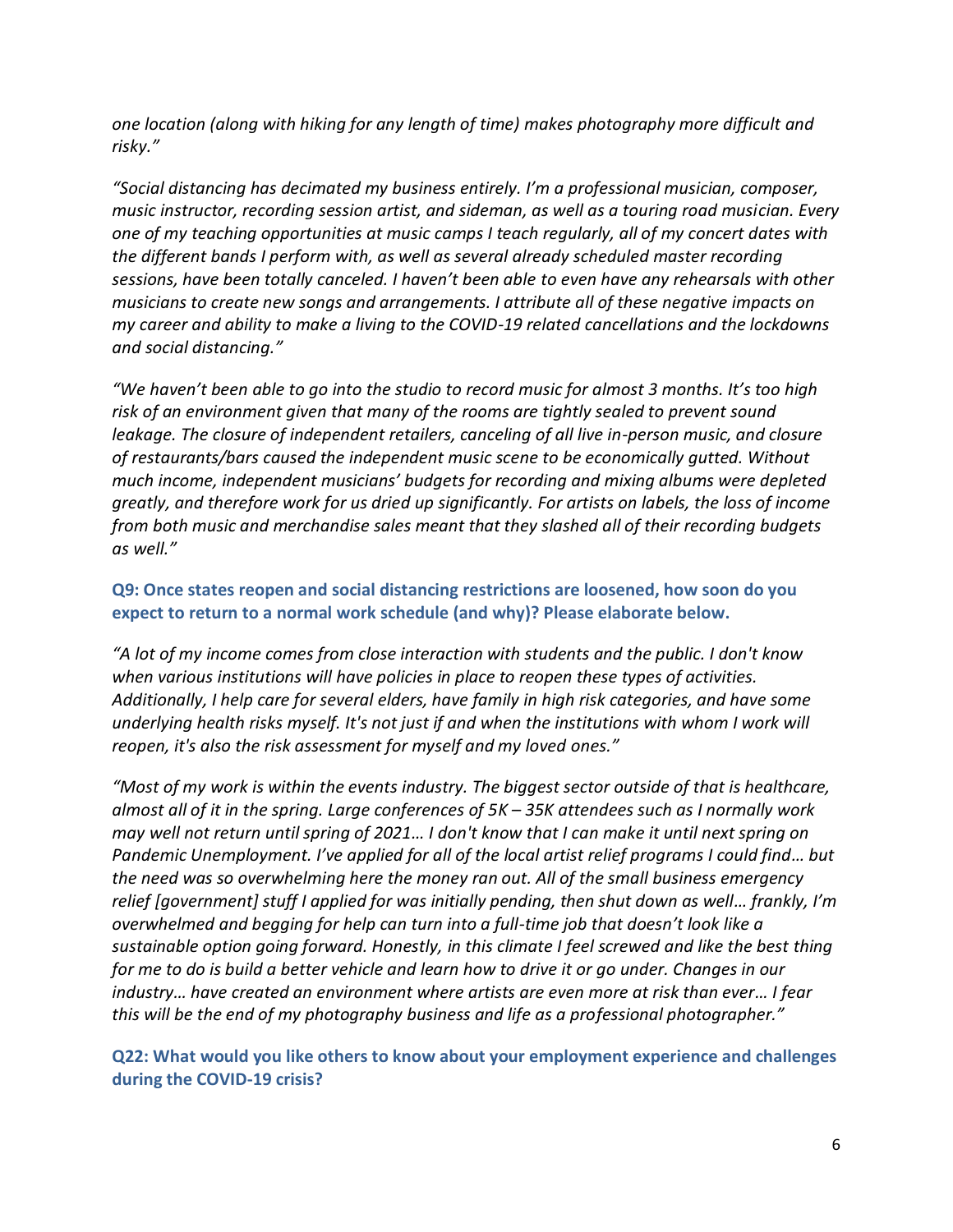*one location (along with hiking for any length of time) makes photography more difficult and risky."*

*"Social distancing has decimated my business entirely. I'm a professional musician, composer, music instructor, recording session artist, and sideman, as well as a touring road musician. Every one of my teaching opportunities at music camps I teach regularly, all of my concert dates with the different bands I perform with, as well as several already scheduled master recording sessions, have been totally canceled. I haven't been able to even have any rehearsals with other musicians to create new songs and arrangements. I attribute all of these negative impacts on my career and ability to make a living to the COVID-19 related cancellations and the lockdowns and social distancing."*

*"We haven't been able to go into the studio to record music for almost 3 months. It's too high risk of an environment given that many of the rooms are tightly sealed to prevent sound leakage. The closure of independent retailers, canceling of all live in-person music, and closure of restaurants/bars caused the independent music scene to be economically gutted. Without much income, independent musicians' budgets for recording and mixing albums were depleted greatly, and therefore work for us dried up significantly. For artists on labels, the loss of income from both music and merchandise sales meant that they slashed all of their recording budgets as well."*

### Q9: Once states reopen and social distancing restrictions are loosened, how soon do you expect to return to a normal work schedule (and why)? Please elaborate below.

*"A lot of my income comes from close interaction with students and the public. I don't know when various institutions will have policies in place to reopen these types of activities. Additionally, I help care for several elders, have family in high risk categories, and have some underlying health risks myself. It's not just if and when the institutions with whom I work will reopen, it's also the risk assessment for myself and my loved ones."*

*"Most of my work is within the events industry. The biggest sector outside of that is healthcare, almost all of it in the spring. Large conferences of 5K – 35K attendees such as I normally work may well not return until spring of 2021… I don't know that I can make it until next spring on Pandemic Unemployment. I've applied for all of the local artist relief programs I could find… but the need was so overwhelming here the money ran out. All of the small business emergency relief [government] stuff I applied for was initially pending, then shut down as well… frankly, I'm overwhelmed and begging for help can turn into a full-time job that doesn't look like a sustainable option going forward. Honestly, in this climate I feel screwed and like the best thing for me to do is build a better vehicle and learn how to drive it or go under. Changes in our industry… have created an environment where artists are even more at risk than ever… I fear this will be the end of my photography business and life as a professional photographer."*

### Q22: What would you like others to know about your employment experience and challenges during the COVID-19 crisis?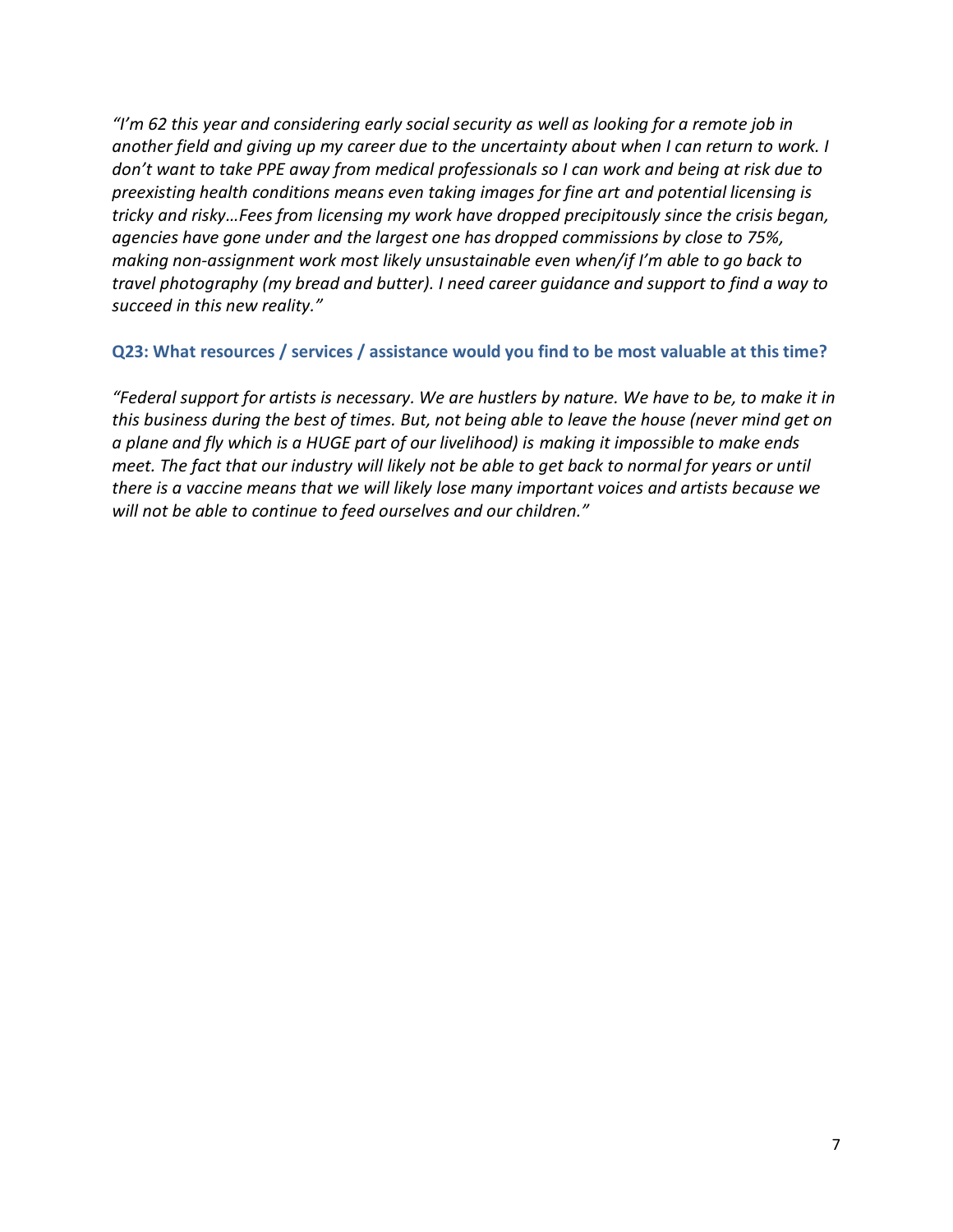*"I'm 62 this year and considering early social security as well as looking for a remote job in another field and giving up my career due to the uncertainty about when I can return to work. I don't want to take PPE away from medical professionals so I can work and being at risk due to preexisting health conditions means even taking images for fine art and potential licensing is tricky and risky…Fees from licensing my work have dropped precipitously since the crisis began, agencies have gone under and the largest one has dropped commissions by close to 75%, making non-assignment work most likely unsustainable even when/if I'm able to go back to travel photography (my bread and butter). I need career guidance and support to find a way to succeed in this new reality."*

### Q23: What resources / services / assistance would you find to be most valuable at this time?

*"Federal support for artists is necessary. We are hustlers by nature. We have to be, to make it in this business during the best of times. But, not being able to leave the house (never mind get on a plane and fly which is a HUGE part of our livelihood) is making it impossible to make ends meet. The fact that our industry will likely not be able to get back to normal for years or until there is a vaccine means that we will likely lose many important voices and artists because we will not be able to continue to feed ourselves and our children."*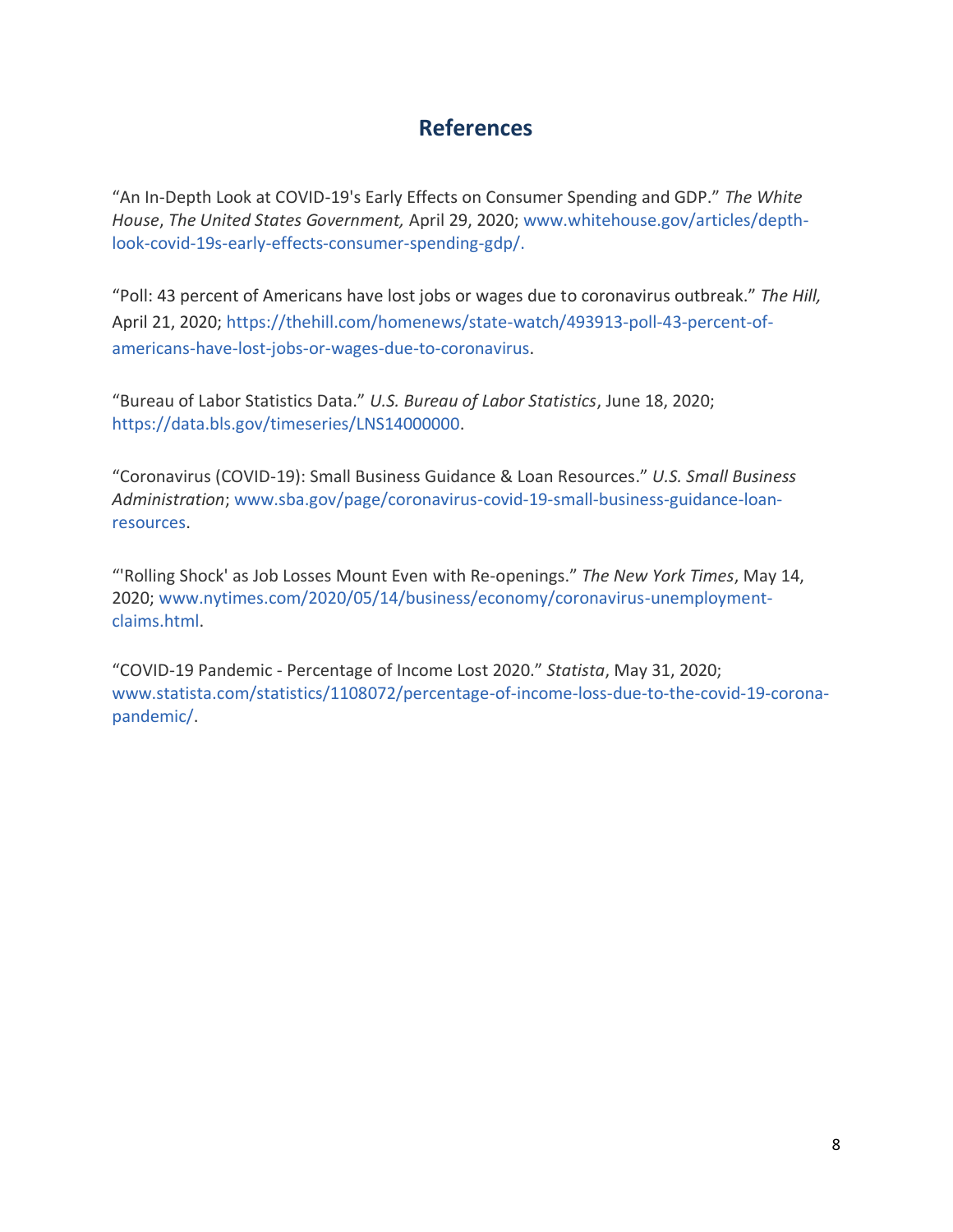## References

"An In-Depth Look at COVID-19's Early Effects on Consumer Spending and GDP." *The White House*, *The United States Government,* April 29, 2020; www.whitehouse.gov/articles/depth-look-covid-19s-early-effects-consumer-spending-gdp/.

"Poll: 43 percent of Americans have lost jobs or wages due to coronavirus outbreak." *The Hill,* April 21, 2020; https://thehill.com/homenews/state-watch/493913-poll-43-percent-of-americans-have-lost-jobs-or-wages-due-to-coronavirus.

"Bureau of Labor Statistics Data." *U.S. Bureau of Labor Statistics*, June 18, 2020; https://data.bls.gov/timeseries/LNS14000000.

"Coronavirus (COVID-19): Small Business Guidance & Loan Resources." *U.S. Small Business Administration*; www.sba.gov/page/coronavirus-covid-19-small-business-guidance-loan-resources.

"'Rolling Shock' as Job Losses Mount Even with Re-openings." *The New York Times*, May 14, 2020; www.nytimes.com/2020/05/14/business/economy/coronavirus-unemployment-claims.html.

"COVID-19 Pandemic - Percentage of Income Lost 2020." *Statista*, May 31, 2020; www.statista.com/statistics/1108072/percentage-of-income-loss-due-to-the-covid-19-corona-pandemic/.